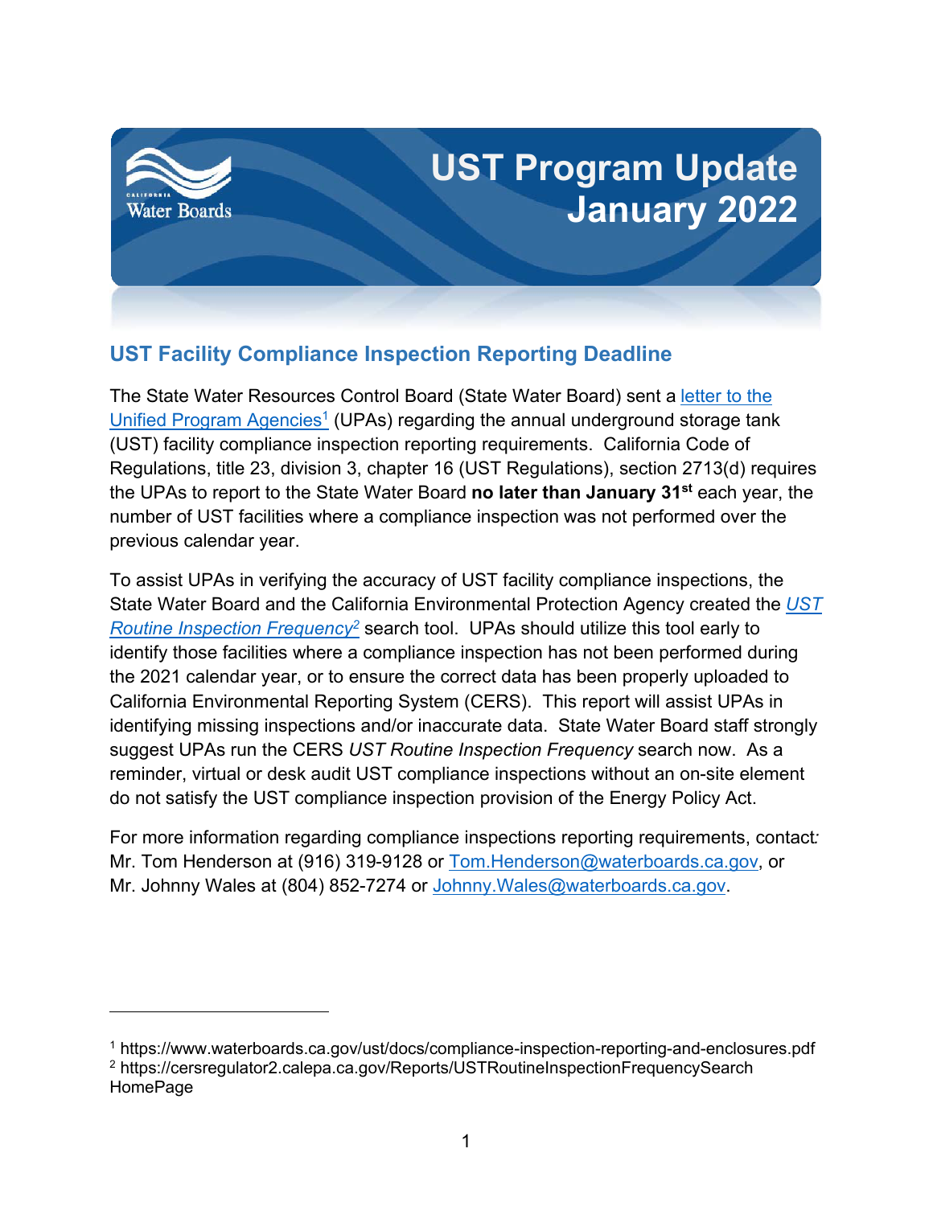# UST Program Update
# January 2022

## UST Facility Compliance Inspection Reporting Deadline

The State Water Resources Control Board (State Water Board) sent a letter to the Unified Program Agencies[1] (UPAs) regarding the annual underground storage tank (UST) facility compliance inspection reporting requirements. California Code of Regulations, title 23, division 3, chapter 16 (UST Regulations), section 2713(d) requires the UPAs to report to the State Water Board **no later than January 31st** each year, the number of UST facilities where a compliance inspection was not performed over the previous calendar year.

To assist UPAs in verifying the accuracy of UST facility compliance inspections, the State Water Board and the California Environmental Protection Agency created the *UST Routine Inspection Frequency*[2] search tool. UPAs should utilize this tool early to identify those facilities where a compliance inspection has not been performed during the 2021 calendar year, or to ensure the correct data has been properly uploaded to California Environmental Reporting System (CERS). This report will assist UPAs in identifying missing inspections and/or inaccurate data. State Water Board staff strongly suggest UPAs run the CERS *UST Routine Inspection Frequency* search now. As a reminder, virtual or desk audit UST compliance inspections without an on-site element do not satisfy the UST compliance inspection provision of the Energy Policy Act.

For more information regarding compliance inspections reporting requirements, contact: Mr. Tom Henderson at (916) 319-9128 or Tom.Henderson@waterboards.ca.gov, or Mr. Johnny Wales at (804) 852-7274 or Johnny.Wales@waterboards.ca.gov.

---

[1] https://www.waterboards.ca.gov/ust/docs/compliance-inspection-reporting-and-enclosures.pdf

[2] https://cersregulator2.calepa.ca.gov/Reports/USTRoutineInspectionFrequencySearch HomePage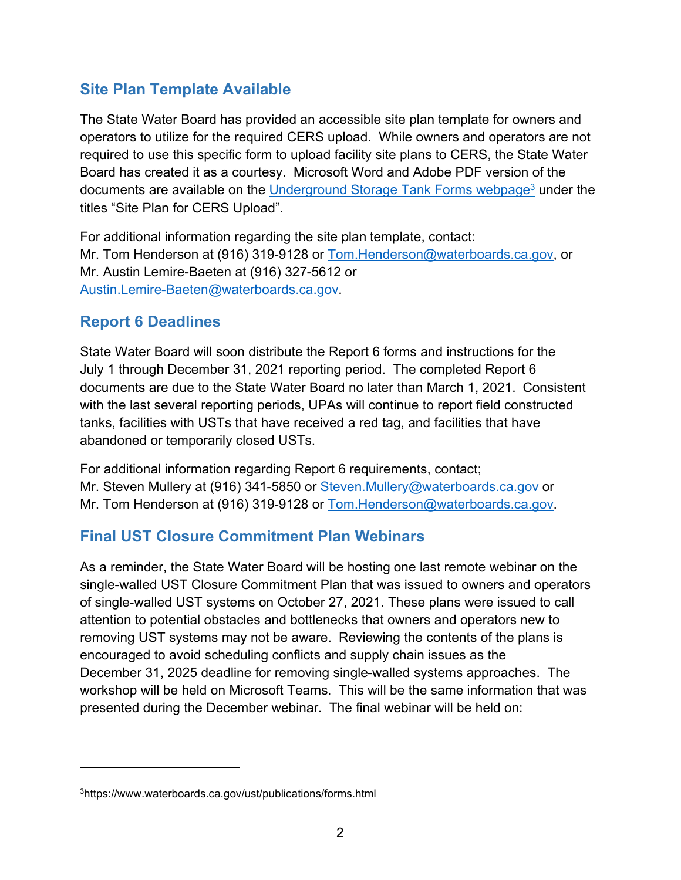## Site Plan Template Available

The State Water Board has provided an accessible site plan template for owners and operators to utilize for the required CERS upload. While owners and operators are not required to use this specific form to upload facility site plans to CERS, the State Water Board has created it as a courtesy. Microsoft Word and Adobe PDF version of the documents are available on the Underground Storage Tank Forms webpage[3] under the titles "Site Plan for CERS Upload".

For additional information regarding the site plan template, contact:
Mr. Tom Henderson at (916) 319-9128 or Tom.Henderson@waterboards.ca.gov, or
Mr. Austin Lemire-Baeten at (916) 327-5612 or
Austin.Lemire-Baeten@waterboards.ca.gov.

## Report 6 Deadlines

State Water Board will soon distribute the Report 6 forms and instructions for the July 1 through December 31, 2021 reporting period. The completed Report 6 documents are due to the State Water Board no later than March 1, 2021. Consistent with the last several reporting periods, UPAs will continue to report field constructed tanks, facilities with USTs that have received a red tag, and facilities that have abandoned or temporarily closed USTs.

For additional information regarding Report 6 requirements, contact;
Mr. Steven Mullery at (916) 341-5850 or Steven.Mullery@waterboards.ca.gov or
Mr. Tom Henderson at (916) 319-9128 or Tom.Henderson@waterboards.ca.gov.

## Final UST Closure Commitment Plan Webinars

As a reminder, the State Water Board will be hosting one last remote webinar on the single-walled UST Closure Commitment Plan that was issued to owners and operators of single-walled UST systems on October 27, 2021. These plans were issued to call attention to potential obstacles and bottlenecks that owners and operators new to removing UST systems may not be aware. Reviewing the contents of the plans is encouraged to avoid scheduling conflicts and supply chain issues as the December 31, 2025 deadline for removing single-walled systems approaches. The workshop will be held on Microsoft Teams. This will be the same information that was presented during the December webinar. The final webinar will be held on:

---

[3] https://www.waterboards.ca.gov/ust/publications/forms.html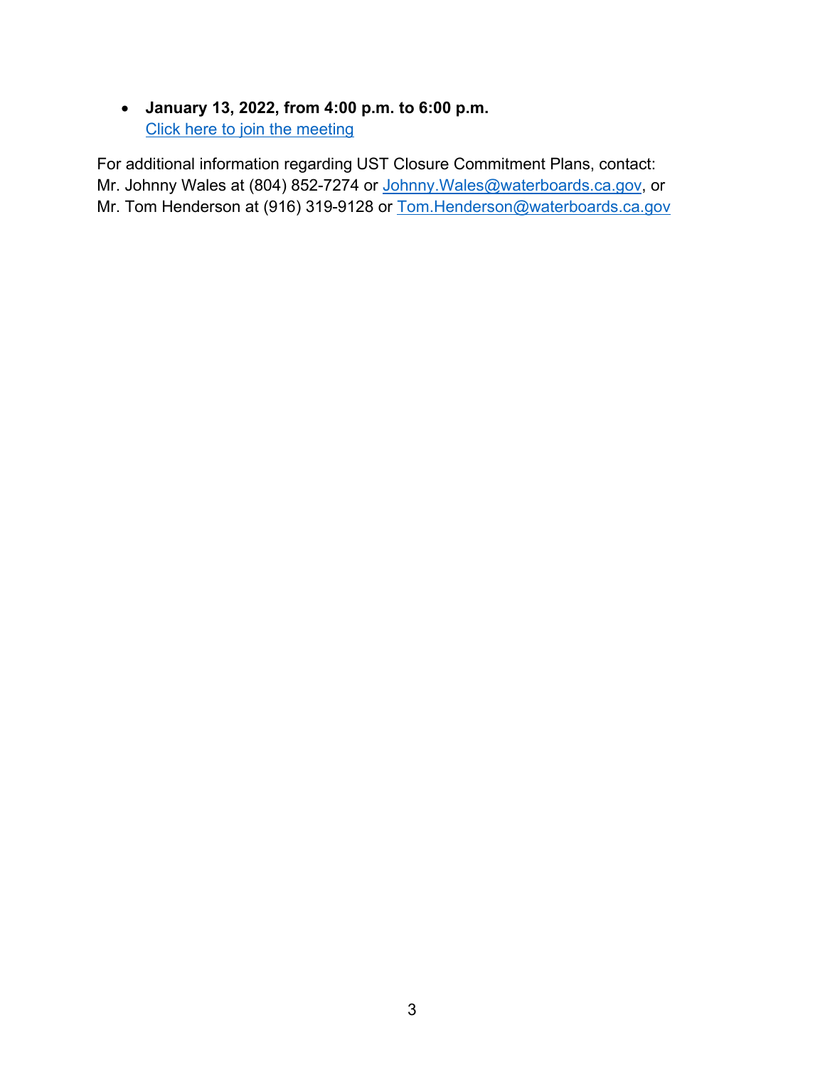- **January 13, 2022, from 4:00 p.m. to 6:00 p.m.**
  Click here to join the meeting

For additional information regarding UST Closure Commitment Plans, contact:
Mr. Johnny Wales at (804) 852-7274 or Johnny.Wales@waterboards.ca.gov, or
Mr. Tom Henderson at (916) 319-9128 or Tom.Henderson@waterboards.ca.gov